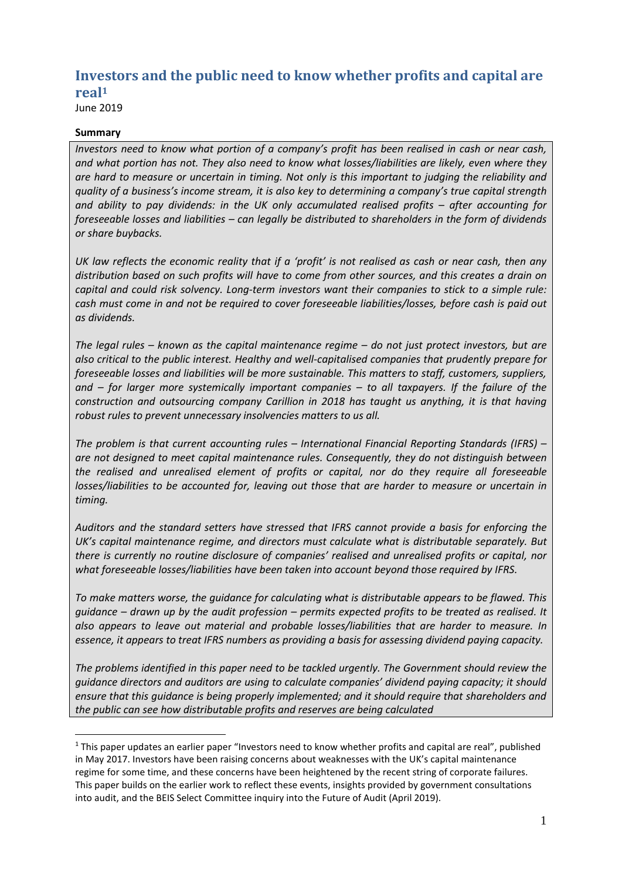# Investors and the public need to know whether profits and capital are real[1]

June 2019

**Summary**

*Investors need to know what portion of a company's profit has been realised in cash or near cash, and what portion has not. They also need to know what losses/liabilities are likely, even where they are hard to measure or uncertain in timing. Not only is this important to judging the reliability and quality of a business's income stream, it is also key to determining a company's true capital strength and ability to pay dividends: in the UK only accumulated realised profits – after accounting for foreseeable losses and liabilities – can legally be distributed to shareholders in the form of dividends or share buybacks.*

*UK law reflects the economic reality that if a 'profit' is not realised as cash or near cash, then any distribution based on such profits will have to come from other sources, and this creates a drain on capital and could risk solvency. Long-term investors want their companies to stick to a simple rule: cash must come in and not be required to cover foreseeable liabilities/losses, before cash is paid out as dividends.*

*The legal rules – known as the capital maintenance regime – do not just protect investors, but are also critical to the public interest. Healthy and well-capitalised companies that prudently prepare for foreseeable losses and liabilities will be more sustainable. This matters to staff, customers, suppliers, and – for larger more systemically important companies – to all taxpayers. If the failure of the construction and outsourcing company Carillion in 2018 has taught us anything, it is that having robust rules to prevent unnecessary insolvencies matters to us all.*

*The problem is that current accounting rules – International Financial Reporting Standards (IFRS) – are not designed to meet capital maintenance rules. Consequently, they do not distinguish between the realised and unrealised element of profits or capital, nor do they require all foreseeable losses/liabilities to be accounted for, leaving out those that are harder to measure or uncertain in timing.*

*Auditors and the standard setters have stressed that IFRS cannot provide a basis for enforcing the UK's capital maintenance regime, and directors must calculate what is distributable separately. But there is currently no routine disclosure of companies' realised and unrealised profits or capital, nor what foreseeable losses/liabilities have been taken into account beyond those required by IFRS.*

*To make matters worse, the guidance for calculating what is distributable appears to be flawed. This guidance – drawn up by the audit profession – permits expected profits to be treated as realised. It also appears to leave out material and probable losses/liabilities that are harder to measure. In essence, it appears to treat IFRS numbers as providing a basis for assessing dividend paying capacity.*

*The problems identified in this paper need to be tackled urgently. The Government should review the guidance directors and auditors are using to calculate companies' dividend paying capacity; it should ensure that this guidance is being properly implemented; and it should require that shareholders and the public can see how distributable profits and reserves are being calculated*

---

[1] This paper updates an earlier paper "Investors need to know whether profits and capital are real", published in May 2017. Investors have been raising concerns about weaknesses with the UK's capital maintenance regime for some time, and these concerns have been heightened by the recent string of corporate failures. This paper builds on the earlier work to reflect these events, insights provided by government consultations into audit, and the BEIS Select Committee inquiry into the Future of Audit (April 2019).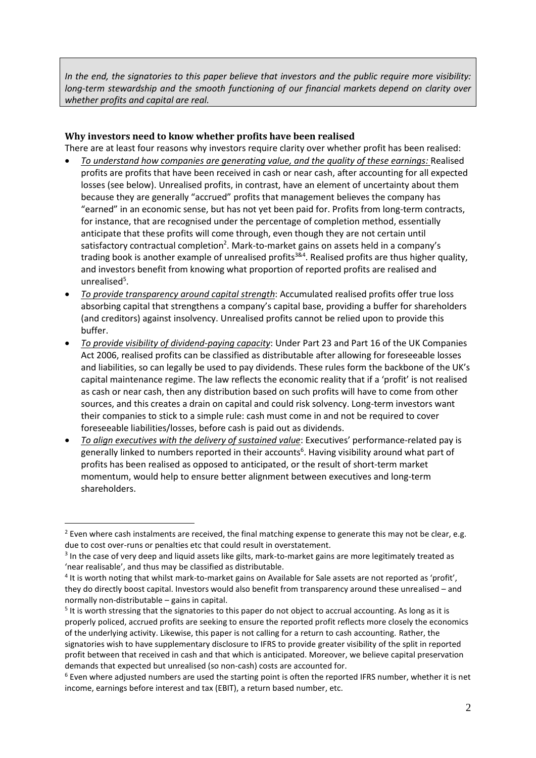*In the end, the signatories to this paper believe that investors and the public require more visibility: long-term stewardship and the smooth functioning of our financial markets depend on clarity over whether profits and capital are real.*

### Why investors need to know whether profits have been realised

There are at least four reasons why investors require clarity over whether profit has been realised:

- *To understand how companies are generating value, and the quality of these earnings:* Realised profits are profits that have been received in cash or near cash, after accounting for all expected losses (see below). Unrealised profits, in contrast, have an element of uncertainty about them because they are generally "accrued" profits that management believes the company has "earned" in an economic sense, but has not yet been paid for. Profits from long-term contracts, for instance, that are recognised under the percentage of completion method, essentially anticipate that these profits will come through, even though they are not certain until satisfactory contractual completion[2]. Mark-to-market gains on assets held in a company's trading book is another example of unrealised profits[3&4]. Realised profits are thus higher quality, and investors benefit from knowing what proportion of reported profits are realised and unrealised[5].
- *To provide transparency around capital strength*: Accumulated realised profits offer true loss absorbing capital that strengthens a company's capital base, providing a buffer for shareholders (and creditors) against insolvency. Unrealised profits cannot be relied upon to provide this buffer.
- *To provide visibility of dividend-paying capacity*: Under Part 23 and Part 16 of the UK Companies Act 2006, realised profits can be classified as distributable after allowing for foreseeable losses and liabilities, so can legally be used to pay dividends. These rules form the backbone of the UK's capital maintenance regime. The law reflects the economic reality that if a 'profit' is not realised as cash or near cash, then any distribution based on such profits will have to come from other sources, and this creates a drain on capital and could risk solvency. Long-term investors want their companies to stick to a simple rule: cash must come in and not be required to cover foreseeable liabilities/losses, before cash is paid out as dividends.
- *To align executives with the delivery of sustained value*: Executives' performance-related pay is generally linked to numbers reported in their accounts[6]. Having visibility around what part of profits has been realised as opposed to anticipated, or the result of short-term market momentum, would help to ensure better alignment between executives and long-term shareholders.

---

[2] Even where cash instalments are received, the final matching expense to generate this may not be clear, e.g. due to cost over-runs or penalties etc that could result in overstatement.

[3] In the case of very deep and liquid assets like gilts, mark-to-market gains are more legitimately treated as 'near realisable', and thus may be classified as distributable.

[4] It is worth noting that whilst mark-to-market gains on Available for Sale assets are not reported as 'profit', they do directly boost capital. Investors would also benefit from transparency around these unrealised – and normally non-distributable – gains in capital.

[5] It is worth stressing that the signatories to this paper do not object to accrual accounting. As long as it is properly policed, accrued profits are seeking to ensure the reported profit reflects more closely the economics of the underlying activity. Likewise, this paper is not calling for a return to cash accounting. Rather, the signatories wish to have supplementary disclosure to IFRS to provide greater visibility of the split in reported profit between that received in cash and that which is anticipated. Moreover, we believe capital preservation demands that expected but unrealised (so non-cash) costs are accounted for.

[6] Even where adjusted numbers are used the starting point is often the reported IFRS number, whether it is net income, earnings before interest and tax (EBIT), a return based number, etc.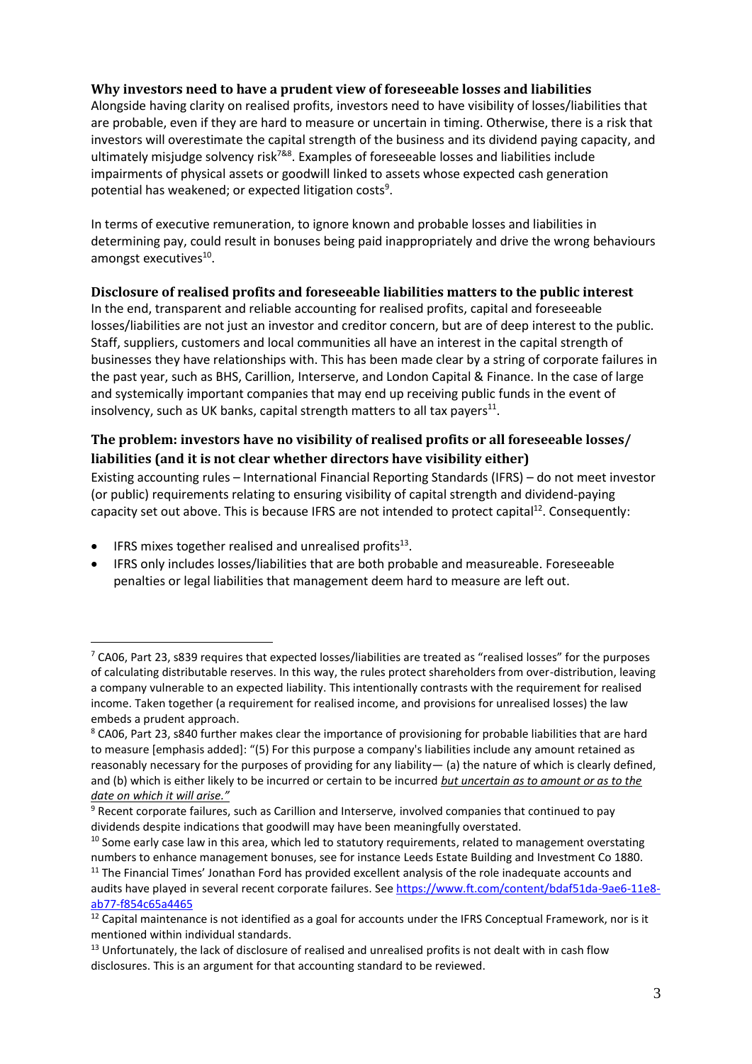### Why investors need to have a prudent view of foreseeable losses and liabilities

Alongside having clarity on realised profits, investors need to have visibility of losses/liabilities that are probable, even if they are hard to measure or uncertain in timing. Otherwise, there is a risk that investors will overestimate the capital strength of the business and its dividend paying capacity, and ultimately misjudge solvency risk[7&8]. Examples of foreseeable losses and liabilities include impairments of physical assets or goodwill linked to assets whose expected cash generation potential has weakened; or expected litigation costs[9].

In terms of executive remuneration, to ignore known and probable losses and liabilities in determining pay, could result in bonuses being paid inappropriately and drive the wrong behaviours amongst executives[10].

### Disclosure of realised profits and foreseeable liabilities matters to the public interest

In the end, transparent and reliable accounting for realised profits, capital and foreseeable losses/liabilities are not just an investor and creditor concern, but are of deep interest to the public. Staff, suppliers, customers and local communities all have an interest in the capital strength of businesses they have relationships with. This has been made clear by a string of corporate failures in the past year, such as BHS, Carillion, Interserve, and London Capital & Finance. In the case of large and systemically important companies that may end up receiving public funds in the event of insolvency, such as UK banks, capital strength matters to all tax payers[11].

### The problem: investors have no visibility of realised profits or all foreseeable losses/ liabilities (and it is not clear whether directors have visibility either)

Existing accounting rules – International Financial Reporting Standards (IFRS) – do not meet investor (or public) requirements relating to ensuring visibility of capital strength and dividend-paying capacity set out above. This is because IFRS are not intended to protect capital[12]. Consequently:

- IFRS mixes together realised and unrealised profits[13].
- IFRS only includes losses/liabilities that are both probable and measureable. Foreseeable penalties or legal liabilities that management deem hard to measure are left out.

---

[7] CA06, Part 23, s839 requires that expected losses/liabilities are treated as "realised losses" for the purposes of calculating distributable reserves. In this way, the rules protect shareholders from over-distribution, leaving a company vulnerable to an expected liability. This intentionally contrasts with the requirement for realised income. Taken together (a requirement for realised income, and provisions for unrealised losses) the law embeds a prudent approach.

[8] CA06, Part 23, s840 further makes clear the importance of provisioning for probable liabilities that are hard to measure [emphasis added]: "(5) For this purpose a company's liabilities include any amount retained as reasonably necessary for the purposes of providing for any liability— (a) the nature of which is clearly defined, and (b) which is either likely to be incurred or certain to be incurred ***but uncertain as to amount or as to the date on which it will arise."***

[9] Recent corporate failures, such as Carillion and Interserve, involved companies that continued to pay dividends despite indications that goodwill may have been meaningfully overstated.

[10] Some early case law in this area, which led to statutory requirements, related to management overstating numbers to enhance management bonuses, see for instance Leeds Estate Building and Investment Co 1880.

[11] The Financial Times' Jonathan Ford has provided excellent analysis of the role inadequate accounts and audits have played in several recent corporate failures. See https://www.ft.com/content/bdaf51da-9ae6-11e8-ab77-f854c65a4465

[12] Capital maintenance is not identified as a goal for accounts under the IFRS Conceptual Framework, nor is it mentioned within individual standards.

[13] Unfortunately, the lack of disclosure of realised and unrealised profits is not dealt with in cash flow disclosures. This is an argument for that accounting standard to be reviewed.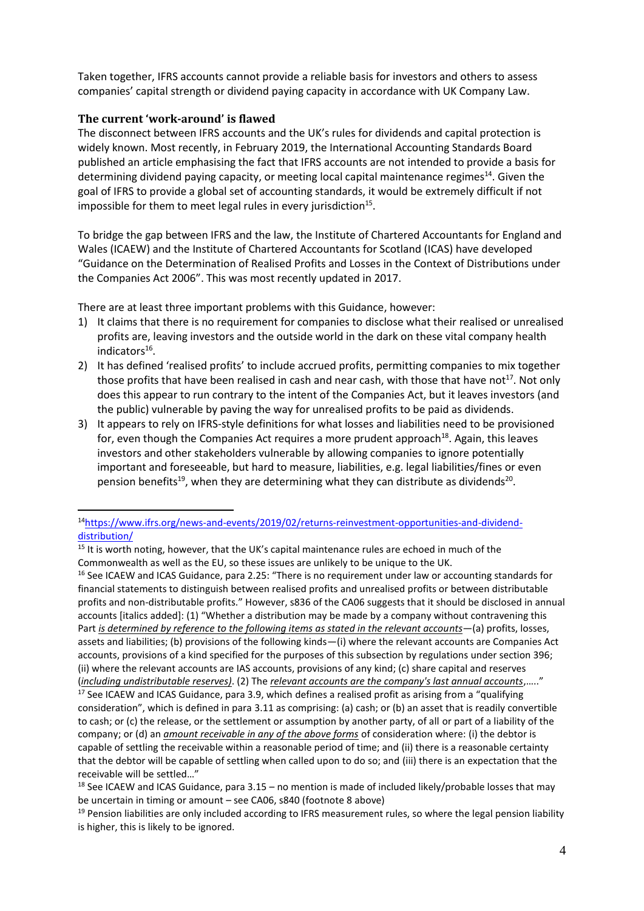Taken together, IFRS accounts cannot provide a reliable basis for investors and others to assess companies' capital strength or dividend paying capacity in accordance with UK Company Law.

### The current 'work-around' is flawed

The disconnect between IFRS accounts and the UK's rules for dividends and capital protection is widely known. Most recently, in February 2019, the International Accounting Standards Board published an article emphasising the fact that IFRS accounts are not intended to provide a basis for determining dividend paying capacity, or meeting local capital maintenance regimes[14]. Given the goal of IFRS to provide a global set of accounting standards, it would be extremely difficult if not impossible for them to meet legal rules in every jurisdiction[15].

To bridge the gap between IFRS and the law, the Institute of Chartered Accountants for England and Wales (ICAEW) and the Institute of Chartered Accountants for Scotland (ICAS) have developed "Guidance on the Determination of Realised Profits and Losses in the Context of Distributions under the Companies Act 2006". This was most recently updated in 2017.

There are at least three important problems with this Guidance, however:

1) It claims that there is no requirement for companies to disclose what their realised or unrealised profits are, leaving investors and the outside world in the dark on these vital company health indicators[16].
2) It has defined 'realised profits' to include accrued profits, permitting companies to mix together those profits that have been realised in cash and near cash, with those that have not[17]. Not only does this appear to run contrary to the intent of the Companies Act, but it leaves investors (and the public) vulnerable by paving the way for unrealised profits to be paid as dividends.
3) It appears to rely on IFRS-style definitions for what losses and liabilities need to be provisioned for, even though the Companies Act requires a more prudent approach[18]. Again, this leaves investors and other stakeholders vulnerable by allowing companies to ignore potentially important and foreseeable, but hard to measure, liabilities, e.g. legal liabilities/fines or even pension benefits[19], when they are determining what they can distribute as dividends[20].

---

[14] https://www.ifrs.org/news-and-events/2019/02/returns-reinvestment-opportunities-and-dividend-distribution/

[15] It is worth noting, however, that the UK's capital maintenance rules are echoed in much of the Commonwealth as well as the EU, so these issues are unlikely to be unique to the UK.

[16] See ICAEW and ICAS Guidance, para 2.25: "There is no requirement under law or accounting standards for financial statements to distinguish between realised profits and unrealised profits or between distributable profits and non-distributable profits." However, s836 of the CA06 suggests that it should be disclosed in annual accounts [italics added]: (1) "Whether a distribution may be made by a company without contravening this Part *is determined by reference to the following items as stated in the relevant accounts*—(a) profits, losses, assets and liabilities; (b) provisions of the following kinds—(i) where the relevant accounts are Companies Act accounts, provisions of a kind specified for the purposes of this subsection by regulations under section 396; (ii) where the relevant accounts are IAS accounts, provisions of any kind; (c) share capital and reserves (*including undistributable reserves)*. (2) The *relevant accounts are the company's last annual accounts*,….."

[17] See ICAEW and ICAS Guidance, para 3.9, which defines a realised profit as arising from a "qualifying consideration", which is defined in para 3.11 as comprising: (a) cash; or (b) an asset that is readily convertible to cash; or (c) the release, or the settlement or assumption by another party, of all or part of a liability of the company; or (d) an *amount receivable in any of the above forms* of consideration where: (i) the debtor is capable of settling the receivable within a reasonable period of time; and (ii) there is a reasonable certainty that the debtor will be capable of settling when called upon to do so; and (iii) there is an expectation that the receivable will be settled…"

[18] See ICAEW and ICAS Guidance, para 3.15 – no mention is made of included likely/probable losses that may be uncertain in timing or amount – see CA06, s840 (footnote 8 above)

[19] Pension liabilities are only included according to IFRS measurement rules, so where the legal pension liability is higher, this is likely to be ignored.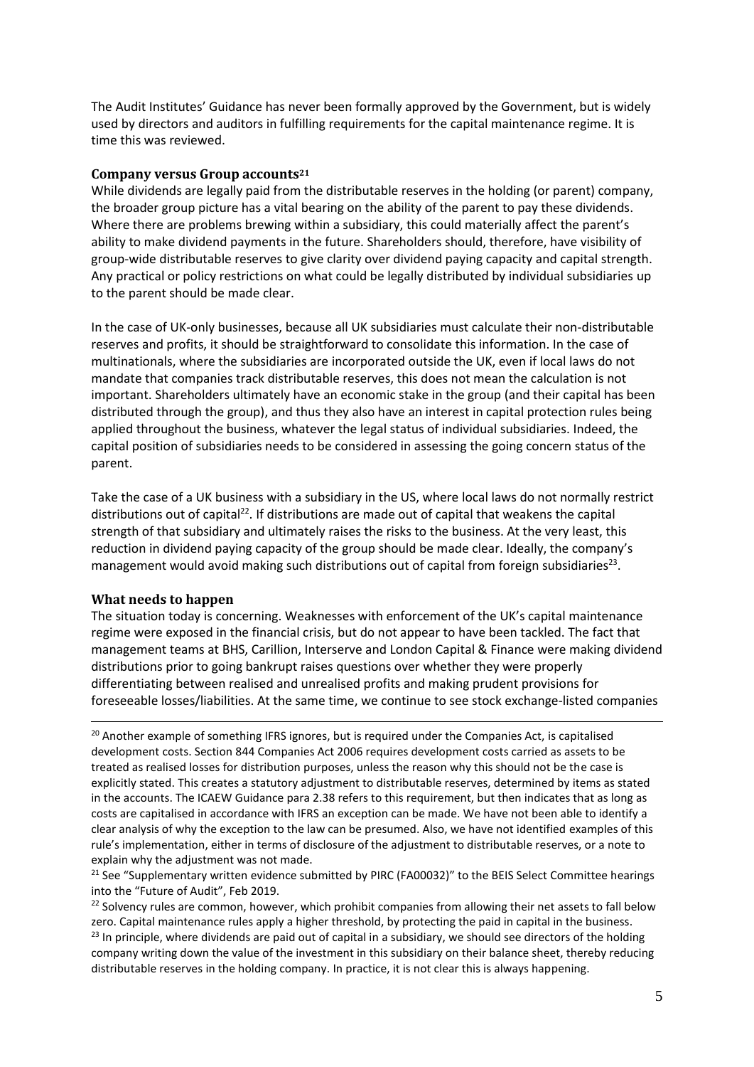The Audit Institutes' Guidance has never been formally approved by the Government, but is widely used by directors and auditors in fulfilling requirements for the capital maintenance regime. It is time this was reviewed.

### Company versus Group accounts[21]

While dividends are legally paid from the distributable reserves in the holding (or parent) company, the broader group picture has a vital bearing on the ability of the parent to pay these dividends. Where there are problems brewing within a subsidiary, this could materially affect the parent's ability to make dividend payments in the future. Shareholders should, therefore, have visibility of group-wide distributable reserves to give clarity over dividend paying capacity and capital strength. Any practical or policy restrictions on what could be legally distributed by individual subsidiaries up to the parent should be made clear.

In the case of UK-only businesses, because all UK subsidiaries must calculate their non-distributable reserves and profits, it should be straightforward to consolidate this information. In the case of multinationals, where the subsidiaries are incorporated outside the UK, even if local laws do not mandate that companies track distributable reserves, this does not mean the calculation is not important. Shareholders ultimately have an economic stake in the group (and their capital has been distributed through the group), and thus they also have an interest in capital protection rules being applied throughout the business, whatever the legal status of individual subsidiaries. Indeed, the capital position of subsidiaries needs to be considered in assessing the going concern status of the parent.

Take the case of a UK business with a subsidiary in the US, where local laws do not normally restrict distributions out of capital[22]. If distributions are made out of capital that weakens the capital strength of that subsidiary and ultimately raises the risks to the business. At the very least, this reduction in dividend paying capacity of the group should be made clear. Ideally, the company's management would avoid making such distributions out of capital from foreign subsidiaries[23].

### What needs to happen

The situation today is concerning. Weaknesses with enforcement of the UK's capital maintenance regime were exposed in the financial crisis, but do not appear to have been tackled. The fact that management teams at BHS, Carillion, Interserve and London Capital & Finance were making dividend distributions prior to going bankrupt raises questions over whether they were properly differentiating between realised and unrealised profits and making prudent provisions for foreseeable losses/liabilities. At the same time, we continue to see stock exchange-listed companies

---

[20] Another example of something IFRS ignores, but is required under the Companies Act, is capitalised development costs. Section 844 Companies Act 2006 requires development costs carried as assets to be treated as realised losses for distribution purposes, unless the reason why this should not be the case is explicitly stated. This creates a statutory adjustment to distributable reserves, determined by items as stated in the accounts. The ICAEW Guidance para 2.38 refers to this requirement, but then indicates that as long as costs are capitalised in accordance with IFRS an exception can be made. We have not been able to identify a clear analysis of why the exception to the law can be presumed. Also, we have not identified examples of this rule's implementation, either in terms of disclosure of the adjustment to distributable reserves, or a note to explain why the adjustment was not made.

[21] See "Supplementary written evidence submitted by PIRC (FA00032)" to the BEIS Select Committee hearings into the "Future of Audit", Feb 2019.

[22] Solvency rules are common, however, which prohibit companies from allowing their net assets to fall below zero. Capital maintenance rules apply a higher threshold, by protecting the paid in capital in the business.

[23] In principle, where dividends are paid out of capital in a subsidiary, we should see directors of the holding company writing down the value of the investment in this subsidiary on their balance sheet, thereby reducing distributable reserves in the holding company. In practice, it is not clear this is always happening.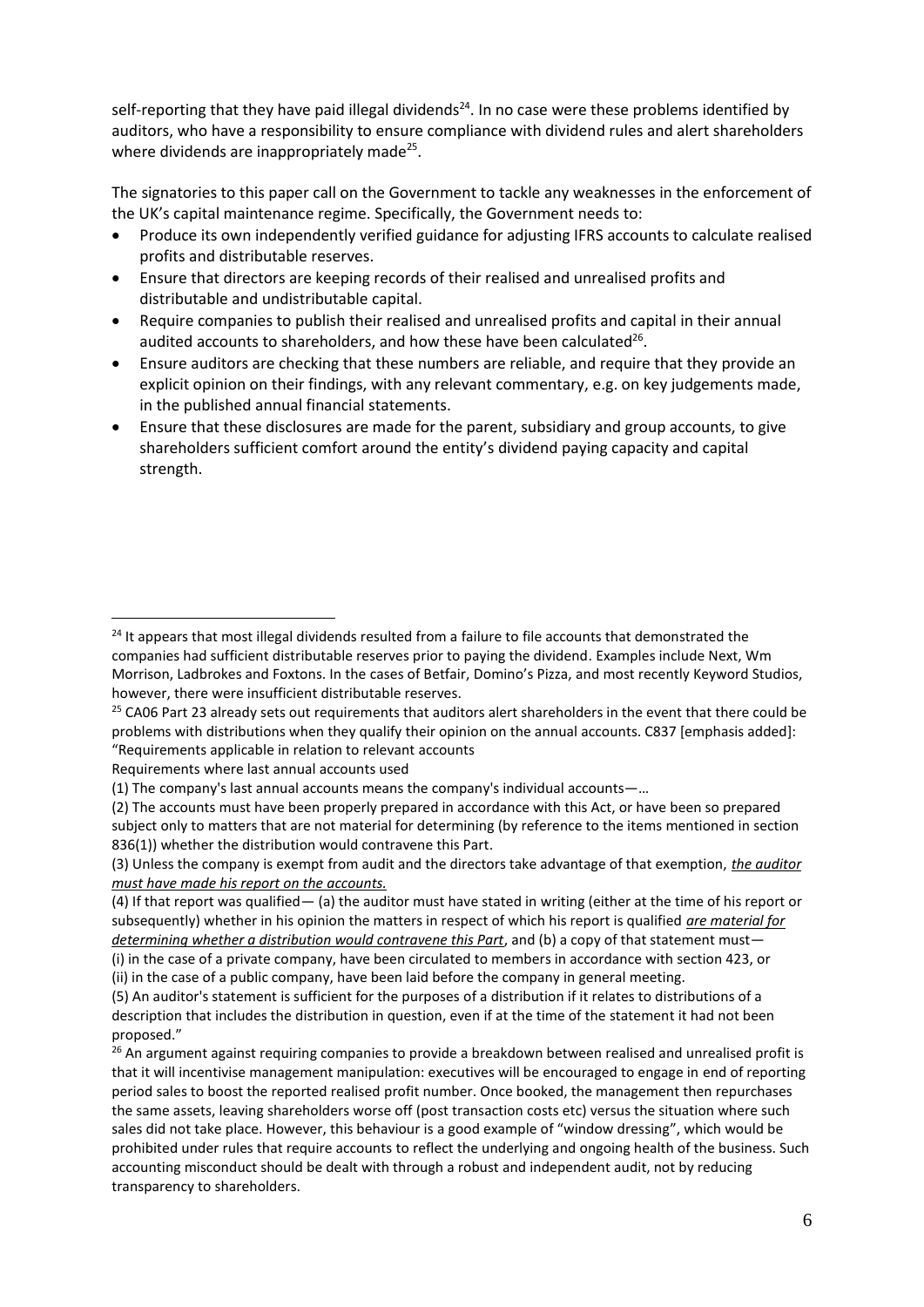self-reporting that they have paid illegal dividends[24]. In no case were these problems identified by auditors, who have a responsibility to ensure compliance with dividend rules and alert shareholders where dividends are inappropriately made[25].

The signatories to this paper call on the Government to tackle any weaknesses in the enforcement of the UK's capital maintenance regime. Specifically, the Government needs to:

- Produce its own independently verified guidance for adjusting IFRS accounts to calculate realised profits and distributable reserves.
- Ensure that directors are keeping records of their realised and unrealised profits and distributable and undistributable capital.
- Require companies to publish their realised and unrealised profits and capital in their annual audited accounts to shareholders, and how these have been calculated[26].
- Ensure auditors are checking that these numbers are reliable, and require that they provide an explicit opinion on their findings, with any relevant commentary, e.g. on key judgements made, in the published annual financial statements.
- Ensure that these disclosures are made for the parent, subsidiary and group accounts, to give shareholders sufficient comfort around the entity's dividend paying capacity and capital strength.

---

[24] It appears that most illegal dividends resulted from a failure to file accounts that demonstrated the companies had sufficient distributable reserves prior to paying the dividend. Examples include Next, Wm Morrison, Ladbrokes and Foxtons. In the cases of Betfair, Domino's Pizza, and most recently Keyword Studios, however, there were insufficient distributable reserves.

[25] CA06 Part 23 already sets out requirements that auditors alert shareholders in the event that there could be problems with distributions when they qualify their opinion on the annual accounts. C837 [emphasis added]: "Requirements applicable in relation to relevant accounts

Requirements where last annual accounts used

(1) The company's last annual accounts means the company's individual accounts—…

(2) The accounts must have been properly prepared in accordance with this Act, or have been so prepared subject only to matters that are not material for determining (by reference to the items mentioned in section 836(1)) whether the distribution would contravene this Part.

(3) Unless the company is exempt from audit and the directors take advantage of that exemption, ***the auditor must have made his report on the accounts.***

(4) If that report was qualified— (a) the auditor must have stated in writing (either at the time of his report or subsequently) whether in his opinion the matters in respect of which his report is qualified ***are material for determining whether a distribution would contravene this Part***, and (b) a copy of that statement must—

(i) in the case of a private company, have been circulated to members in accordance with section 423, or

(ii) in the case of a public company, have been laid before the company in general meeting.

(5) An auditor's statement is sufficient for the purposes of a distribution if it relates to distributions of a description that includes the distribution in question, even if at the time of the statement it had not been proposed."

[26] An argument against requiring companies to provide a breakdown between realised and unrealised profit is that it will incentivise management manipulation: executives will be encouraged to engage in end of reporting period sales to boost the reported realised profit number. Once booked, the management then repurchases the same assets, leaving shareholders worse off (post transaction costs etc) versus the situation where such sales did not take place. However, this behaviour is a good example of "window dressing", which would be prohibited under rules that require accounts to reflect the underlying and ongoing health of the business. Such accounting misconduct should be dealt with through a robust and independent audit, not by reducing transparency to shareholders.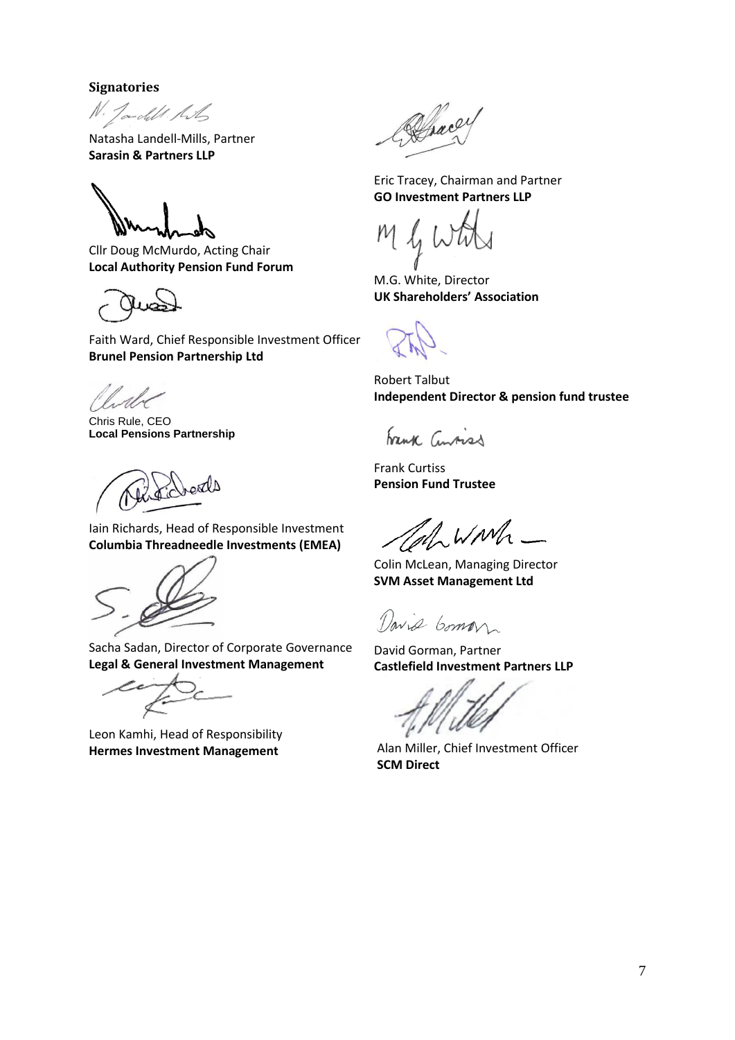**Signatories**

Natasha Landell-Mills, Partner
**Sarasin & Partners LLP**

Cllr Doug McMurdo, Acting Chair
**Local Authority Pension Fund Forum**

Faith Ward, Chief Responsible Investment Officer
**Brunel Pension Partnership Ltd**

Chris Rule, CEO
**Local Pensions Partnership**

Iain Richards, Head of Responsible Investment
**Columbia Threadneedle Investments (EMEA)**

Sacha Sadan, Director of Corporate Governance
**Legal & General Investment Management**

Leon Kamhi, Head of Responsibility
**Hermes Investment Management**

Eric Tracey, Chairman and Partner
**GO Investment Partners LLP**

M.G. White, Director
**UK Shareholders' Association**

Robert Talbut
**Independent Director & pension fund trustee**

Frank Curtiss
**Pension Fund Trustee**

Colin McLean, Managing Director
**SVM Asset Management Ltd**

David Gorman, Partner
**Castlefield Investment Partners LLP**

Alan Miller, Chief Investment Officer
**SCM Direct**